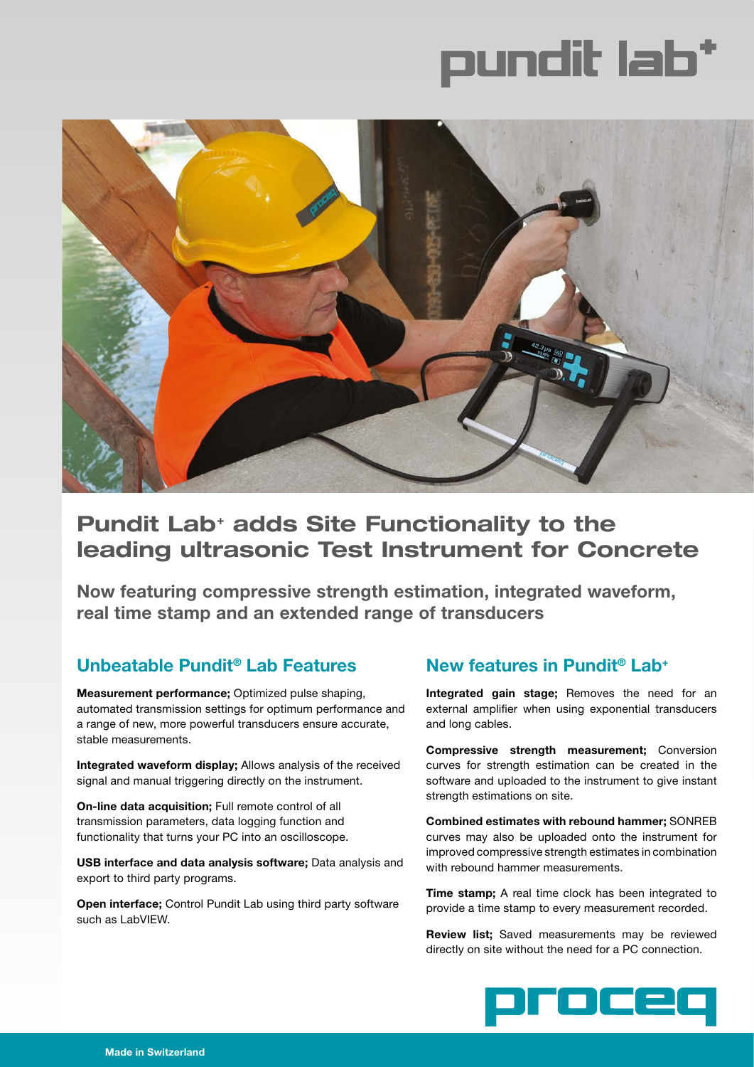# pundit lab+

## Pundit Lab+ adds Site Functionality to the leading ultrasonic Test Instrument for Concrete

**Now featuring compressive strength estimation, integrated waveform, real time stamp and an extended range of transducers**

### Unbeatable Pundit® Lab Features

**Measurement performance;** Optimized pulse shaping, automated transmission settings for optimum performance and a range of new, more powerful transducers ensure accurate, stable measurements.

**Integrated waveform display;** Allows analysis of the received signal and manual triggering directly on the instrument.

**On-line data acquisition;** Full remote control of all transmission parameters, data logging function and functionality that turns your PC into an oscilloscope.

**USB interface and data analysis software;** Data analysis and export to third party programs.

**Open interface;** Control Pundit Lab using third party software such as LabVIEW.

### New features in Pundit® Lab+

**Integrated gain stage;** Removes the need for an external amplifier when using exponential transducers and long cables.

**Compressive strength measurement;** Conversion curves for strength estimation can be created in the software and uploaded to the instrument to give instant strength estimations on site.

**Combined estimates with rebound hammer;** SONREB curves may also be uploaded onto the instrument for improved compressive strength estimates in combination with rebound hammer measurements.

**Time stamp;** A real time clock has been integrated to provide a time stamp to every measurement recorded.

**Review list;** Saved measurements may be reviewed directly on site without the need for a PC connection.

proceq

Made in Switzerland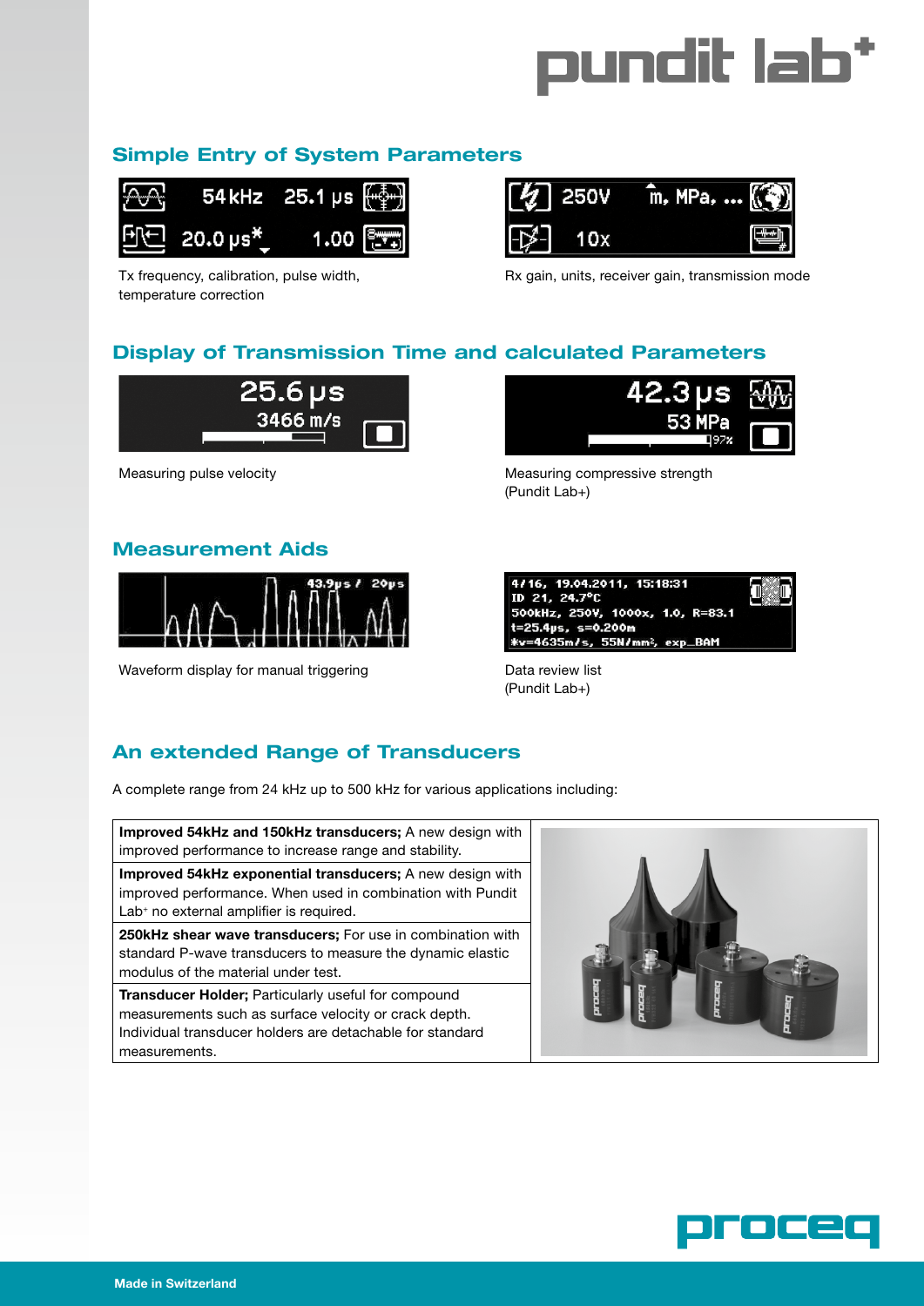# pundit lab+

## Simple Entry of System Parameters

Tx frequency, calibration, pulse width, temperature correction

Rx gain, units, receiver gain, transmission mode

## Display of Transmission Time and calculated Parameters

Measuring pulse velocity

Measuring compressive strength (Pundit Lab+)

## Measurement Aids

Waveform display for manual triggering

Data review list (Pundit Lab+)

## An extended Range of Transducers

A complete range from 24 kHz up to 500 kHz for various applications including:

| | |
|---|---|
| **Improved 54kHz and 150kHz transducers;** A new design with improved performance to increase range and stability. | |
| **Improved 54kHz exponential transducers;** A new design with improved performance. When used in combination with Pundit Lab+ no external amplifier is required. | |
| **250kHz shear wave transducers;** For use in combination with standard P-wave transducers to measure the dynamic elastic modulus of the material under test. | |
| **Transducer Holder;** Particularly useful for compound measurements such as surface velocity or crack depth. Individual transducer holders are detachable for standard measurements. | |

proceq

Made in Switzerland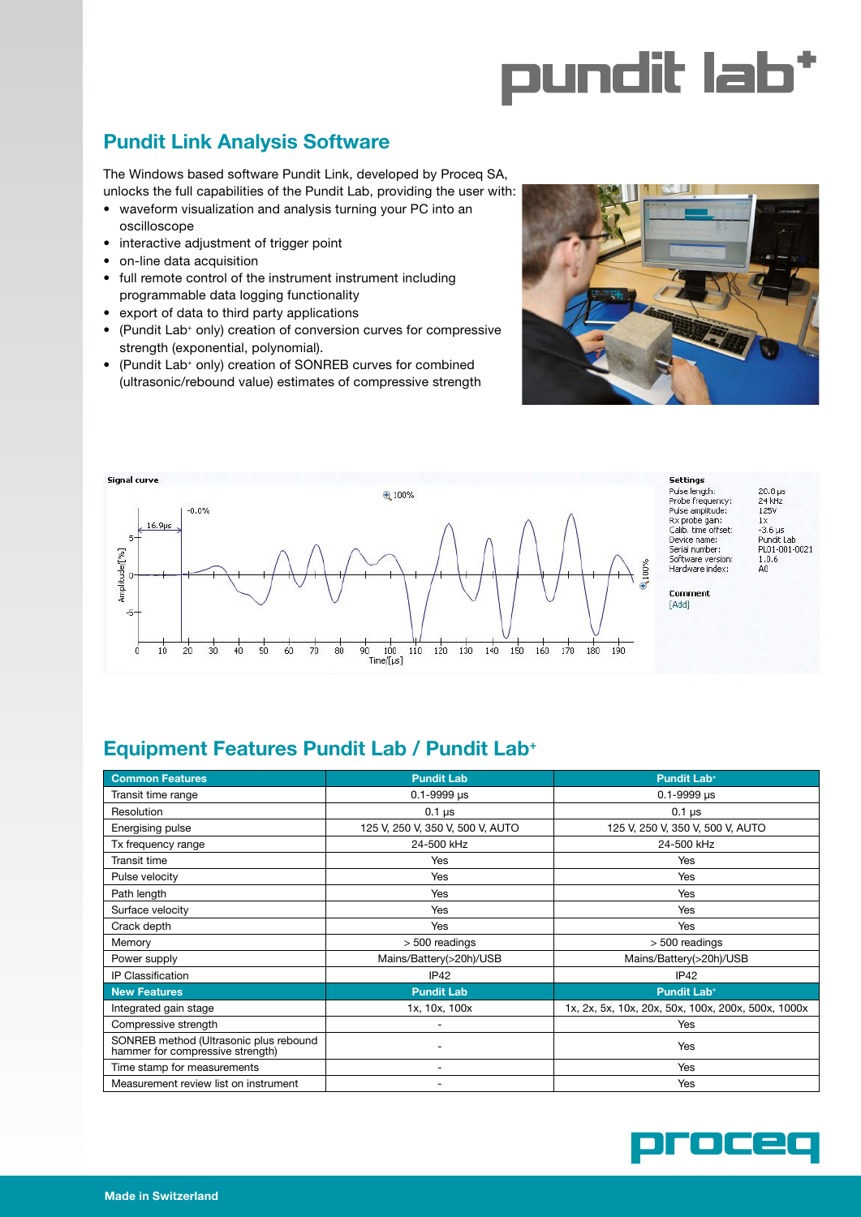# Pundit Link Analysis Software

The Windows based software Pundit Link, developed by Proceq SA, unlocks the full capabilities of the Pundit Lab, providing the user with:

- waveform visualization and analysis turning your PC into an oscilloscope
- interactive adjustment of trigger point
- on-line data acquisition
- full remote control of the instrument instrument including programmable data logging functionality
- export of data to third party applications
- (Pundit Lab+ only) creation of conversion curves for compressive strength (exponential, polynomial).
- (Pundit Lab+ only) creation of SONREB curves for combined (ultrasonic/rebound value) estimates of compressive strength

# Equipment Features Pundit Lab / Pundit Lab+

| Common Features | Pundit Lab | Pundit Lab+ |
|---|---|---|
| Transit time range | 0.1-9999 µs | 0.1-9999 µs |
| Resolution | 0.1 µs | 0.1 µs |
| Energising pulse | 125 V, 250 V, 350 V, 500 V, AUTO | 125 V, 250 V, 350 V, 500 V, AUTO |
| Tx frequency range | 24-500 kHz | 24-500 kHz |
| Transit time | Yes | Yes |
| Pulse velocity | Yes | Yes |
| Path length | Yes | Yes |
| Surface velocity | Yes | Yes |
| Crack depth | Yes | Yes |
| Memory | > 500 readings | > 500 readings |
| Power supply | Mains/Battery(>20h)/USB | Mains/Battery(>20h)/USB |
| IP Classification | IP42 | IP42 |
| **New Features** | **Pundit Lab** | **Pundit Lab+** |
| Integrated gain stage | 1x, 10x, 100x | 1x, 2x, 5x, 10x, 20x, 50x, 100x, 200x, 500x, 1000x |
| Compressive strength | - | Yes |
| SONREB method (Ultrasonic plus rebound hammer for compressive strength) | - | Yes |
| Time stamp for measurements | - | Yes |
| Measurement review list on instrument | - | Yes |

Made in Switzerland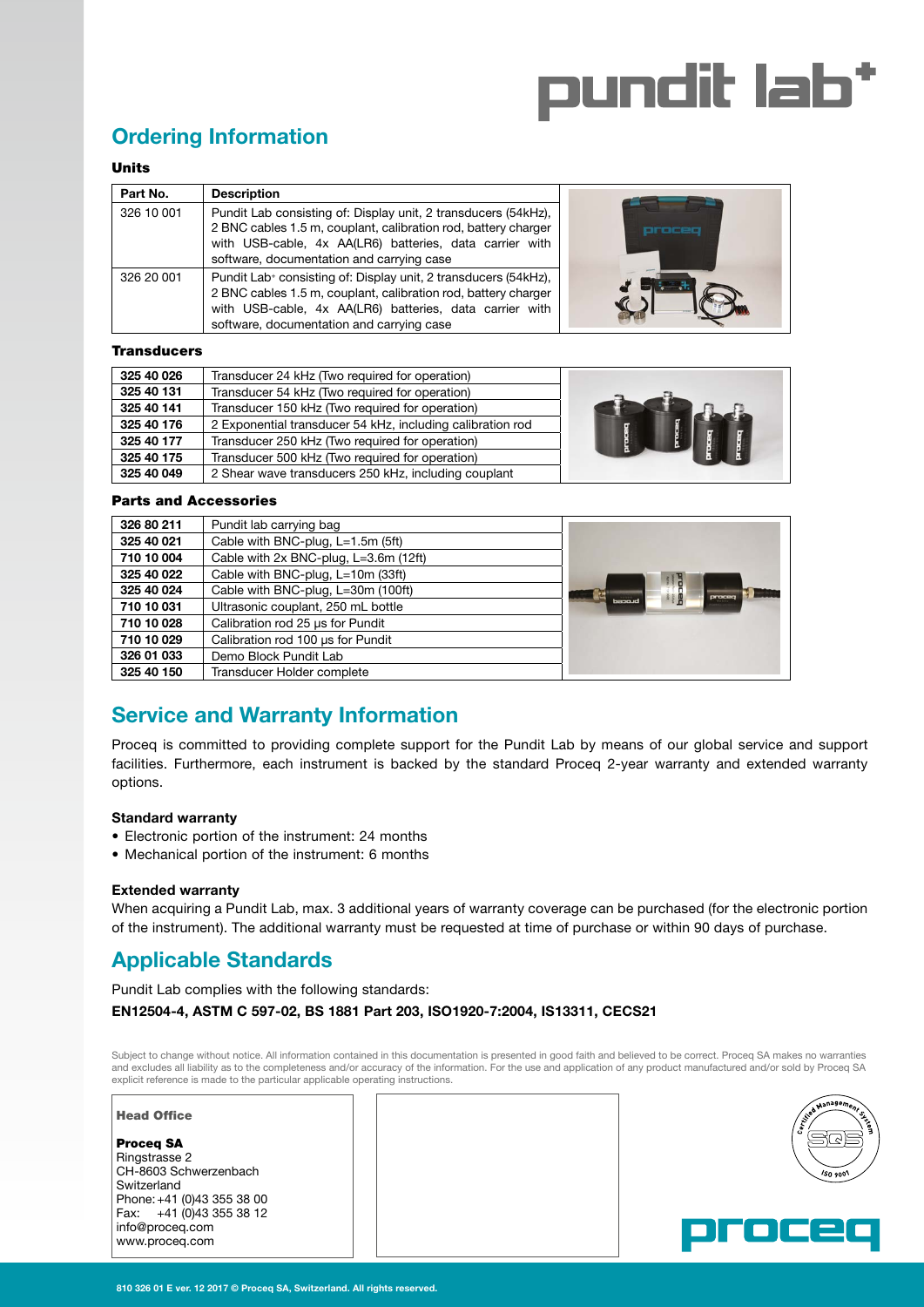# pundit lab+

## Ordering Information

### Units

| Part No. | Description |
|---|---|
| 326 10 001 | Pundit Lab consisting of: Display unit, 2 transducers (54kHz), 2 BNC cables 1.5 m, couplant, calibration rod, battery charger with USB-cable, 4x AA(LR6) batteries, data carrier with software, documentation and carrying case |
| 326 20 001 | Pundit Lab+ consisting of: Display unit, 2 transducers (54kHz), 2 BNC cables 1.5 m, couplant, calibration rod, battery charger with USB-cable, 4x AA(LR6) batteries, data carrier with software, documentation and carrying case |

### Transducers

| | |
|---|---|
| **325 40 026** | Transducer 24 kHz (Two required for operation) |
| **325 40 131** | Transducer 54 kHz (Two required for operation) |
| **325 40 141** | Transducer 150 kHz (Two required for operation) |
| **325 40 176** | 2 Exponential transducer 54 kHz, including calibration rod |
| **325 40 177** | Transducer 250 kHz (Two required for operation) |
| **325 40 175** | Transducer 500 kHz (Two required for operation) |
| **325 40 049** | 2 Shear wave transducers 250 kHz, including couplant |

### Parts and Accessories

| | |
|---|---|
| **326 80 211** | Pundit lab carrying bag |
| **325 40 021** | Cable with BNC-plug, L=1.5m (5ft) |
| **710 10 004** | Cable with 2x BNC-plug, L=3.6m (12ft) |
| **325 40 022** | Cable with BNC-plug, L=10m (33ft) |
| **325 40 024** | Cable with BNC-plug, L=30m (100ft) |
| **710 10 031** | Ultrasonic couplant, 250 mL bottle |
| **710 10 028** | Calibration rod 25 µs for Pundit |
| **710 10 029** | Calibration rod 100 µs for Pundit |
| **326 01 033** | Demo Block Pundit Lab |
| **325 40 150** | Transducer Holder complete |

## Service and Warranty Information

Proceq is committed to providing complete support for the Pundit Lab by means of our global service and support facilities. Furthermore, each instrument is backed by the standard Proceq 2-year warranty and extended warranty options.

**Standard warranty**

- Electronic portion of the instrument: 24 months
- Mechanical portion of the instrument: 6 months

**Extended warranty**

When acquiring a Pundit Lab, max. 3 additional years of warranty coverage can be purchased (for the electronic portion of the instrument). The additional warranty must be requested at time of purchase or within 90 days of purchase.

## Applicable Standards

Pundit Lab complies with the following standards:

**EN12504-4, ASTM C 597-02, BS 1881 Part 203, ISO1920-7:2004, IS13311, CECS21**

Subject to change without notice. All information contained in this documentation is presented in good faith and believed to be correct. Proceq SA makes no warranties and excludes all liability as to the completeness and/or accuracy of the information. For the use and application of any product manufactured and/or sold by Proceq SA explicit reference is made to the particular applicable operating instructions.

**Head Office**

**Proceq SA**
Ringstrasse 2
CH-8603 Schwerzenbach
Switzerland
Phone: +41 (0)43 355 38 00
Fax: +41 (0)43 355 38 12
info@proceq.com
www.proceq.com

Certified Management System SQS ISO 9001

proceq

810 326 01 E ver. 12 2017 © Proceq SA, Switzerland. All rights reserved.